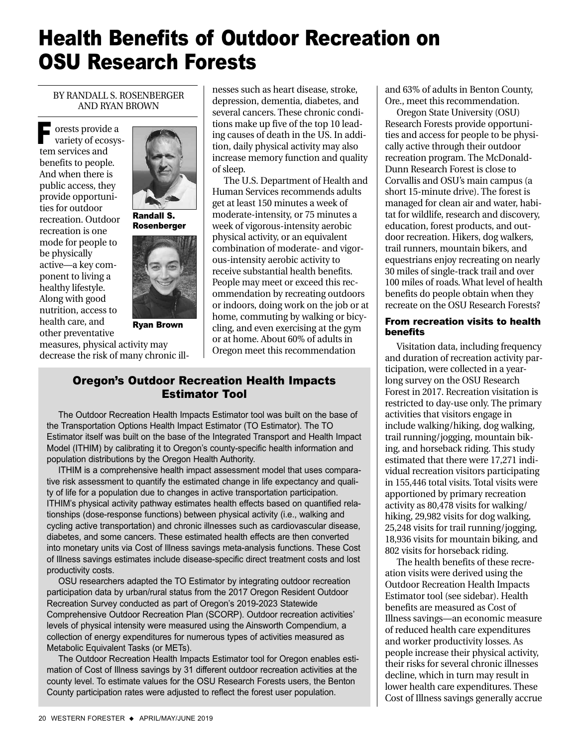# Health Benefits of Outdoor Recreation on OSU Research Forests

BY RANDALL S. ROSENBERGER AND RYAN BROWN

Randall S. Rosenberger

Ryan Brown

Forests provide a variety of ecosystem services and benefits to people. And when there is public access, they provide opportunities for outdoor recreation. Outdoor recreation is one mode for people to be physically active—a key component to living a healthy lifestyle. Along with good nutrition, access to health care, and other preventative measures, physical activity may decrease the risk of many chronic illnesses such as heart disease, stroke, depression, dementia, diabetes, and several cancers. These chronic conditions make up five of the top 10 leading causes of death in the US. In addition, daily physical activity may also increase memory function and quality of sleep.

The U.S. Department of Health and Human Services recommends adults get at least 150 minutes a week of moderate-intensity, or 75 minutes a week of vigorous-intensity aerobic physical activity, or an equivalent combination of moderate- and vigorous-intensity aerobic activity to receive substantial health benefits. People may meet or exceed this recommendation by recreating outdoors or indoors, doing work on the job or at home, commuting by walking or bicycling, and even exercising at the gym or at home. About 60% of adults in Oregon meet this recommendation and 63% of adults in Benton County, Ore., meet this recommendation.

Oregon State University (OSU) Research Forests provide opportunities and access for people to be physically active through their outdoor recreation program. The McDonald-Dunn Research Forest is close to Corvallis and OSU's main campus (a short 15-minute drive). The forest is managed for clean air and water, habitat for wildlife, research and discovery, education, forest products, and outdoor recreation. Hikers, dog walkers, trail runners, mountain bikers, and equestrians enjoy recreating on nearly 30 miles of single-track trail and over 100 miles of roads. What level of health benefits do people obtain when they recreate on the OSU Research Forests?

## From recreation visits to health benefits

Visitation data, including frequency and duration of recreation activity participation, were collected in a year-long survey on the OSU Research Forest in 2017. Recreation visitation is restricted to day-use only. The primary activities that visitors engage in include walking/hiking, dog walking, trail running/jogging, mountain biking, and horseback riding. This study estimated that there were 17,271 individual recreation visitors participating in 155,446 total visits. Total visits were apportioned by primary recreation activity as 80,478 visits for walking/hiking, 29,982 visits for dog walking, 25,248 visits for trail running/jogging, 18,936 visits for mountain biking, and 802 visits for horseback riding.

The health benefits of these recreation visits were derived using the Outdoor Recreation Health Impacts Estimator tool (see sidebar). Health benefits are measured as Cost of Illness savings—an economic measure of reduced health care expenditures and worker productivity losses. As people increase their physical activity, their risks for several chronic illnesses decline, which in turn may result in lower health care expenditures. These Cost of Illness savings generally accrue

## Oregon's Outdoor Recreation Health Impacts Estimator Tool

The Outdoor Recreation Health Impacts Estimator tool was built on the base of the Transportation Options Health Impact Estimator (TO Estimator). The TO Estimator itself was built on the base of the Integrated Transport and Health Impact Model (ITHIM) by calibrating it to Oregon's county-specific health information and population distributions by the Oregon Health Authority.

ITHIM is a comprehensive health impact assessment model that uses comparative risk assessment to quantify the estimated change in life expectancy and quality of life for a population due to changes in active transportation participation. ITHIM's physical activity pathway estimates health effects based on quantified relationships (dose-response functions) between physical activity (i.e., walking and cycling active transportation) and chronic illnesses such as cardiovascular disease, diabetes, and some cancers. These estimated health effects are then converted into monetary units via Cost of Illness savings meta-analysis functions. These Cost of Illness savings estimates include disease-specific direct treatment costs and lost productivity costs.

OSU researchers adapted the TO Estimator by integrating outdoor recreation participation data by urban/rural status from the 2017 Oregon Resident Outdoor Recreation Survey conducted as part of Oregon's 2019-2023 Statewide Comprehensive Outdoor Recreation Plan (SCORP). Outdoor recreation activities' levels of physical intensity were measured using the Ainsworth Compendium, a collection of energy expenditures for numerous types of activities measured as Metabolic Equivalent Tasks (or METs).

The Outdoor Recreation Health Impacts Estimator tool for Oregon enables estimation of Cost of Illness savings by 31 different outdoor recreation activities at the county level. To estimate values for the OSU Research Forests users, the Benton County participation rates were adjusted to reflect the forest user population.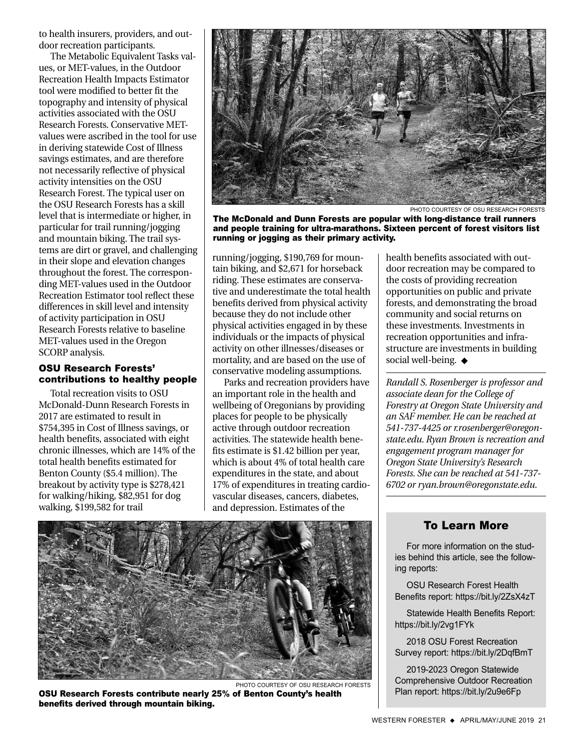to health insurers, providers, and outdoor recreation participants.

The Metabolic Equivalent Tasks values, or MET-values, in the Outdoor Recreation Health Impacts Estimator tool were modified to better fit the topography and intensity of physical activities associated with the OSU Research Forests. Conservative MET-values were ascribed in the tool for use in deriving statewide Cost of Illness savings estimates, and are therefore not necessarily reflective of physical activity intensities on the OSU Research Forest. The typical user on the OSU Research Forests has a skill level that is intermediate or higher, in particular for trail running/jogging and mountain biking. The trail systems are dirt or gravel, and challenging in their slope and elevation changes throughout the forest. The corresponding MET-values used in the Outdoor Recreation Estimator tool reflect these differences in skill level and intensity of activity participation in OSU Research Forests relative to baseline MET-values used in the Oregon SCORP analysis.

PHOTO COURTESY OF OSU RESEARCH FORESTS

**The McDonald and Dunn Forests are popular with long-distance trail runners and people training for ultra-marathons. Sixteen percent of forest visitors list running or jogging as their primary activity.**

## OSU Research Forests' contributions to healthy people

Total recreation visits to OSU McDonald-Dunn Research Forests in 2017 are estimated to result in $754,395 in Cost of Illness savings, or health benefits, associated with eight chronic illnesses, which are 14% of the total health benefits estimated for Benton County ($5.4 million). The breakout by activity type is $278,421 for walking/hiking, $82,951 for dog walking, $199,582 for trail running/jogging, $190,769 for mountain biking, and $2,671 for horseback riding. These estimates are conservative and underestimate the total health benefits derived from physical activity because they do not include other physical activities engaged in by these individuals or the impacts of physical activity on other illnesses/diseases or mortality, and are based on the use of conservative modeling assumptions.

Parks and recreation providers have an important role in the health and wellbeing of Oregonians by providing places for people to be physically active through outdoor recreation activities. The statewide health benefits estimate is $1.42 billion per year, which is about 4% of total health care expenditures in the state, and about 17% of expenditures in treating cardiovascular diseases, cancers, diabetes, and depression. Estimates of the health benefits associated with outdoor recreation may be compared to the costs of providing recreation opportunities on public and private forests, and demonstrating the broad community and social returns on these investments. Investments in recreation opportunities and infrastructure are investments in building social well-being. ◆

*Randall S. Rosenberger is professor and associate dean for the College of Forestry at Oregon State University and an SAF member. He can be reached at 541-737-4425 or r.rosenberger@oregonstate.edu. Ryan Brown is recreation and engagement program manager for Oregon State University's Research Forests. She can be reached at 541-737-6702 or ryan.brown@oregonstate.edu.*

PHOTO COURTESY OF OSU RESEARCH FORESTS

**OSU Research Forests contribute nearly 25% of Benton County's health benefits derived through mountain biking.**

## To Learn More

For more information on the studies behind this article, see the following reports:

OSU Research Forest Health Benefits report: https://bit.ly/2ZsX4zT

Statewide Health Benefits Report: https://bit.ly/2vg1FYk

2018 OSU Forest Recreation Survey report: https://bit.ly/2DqfBmT

2019-2023 Oregon Statewide Comprehensive Outdoor Recreation Plan report: https://bit.ly/2u9e6Fp